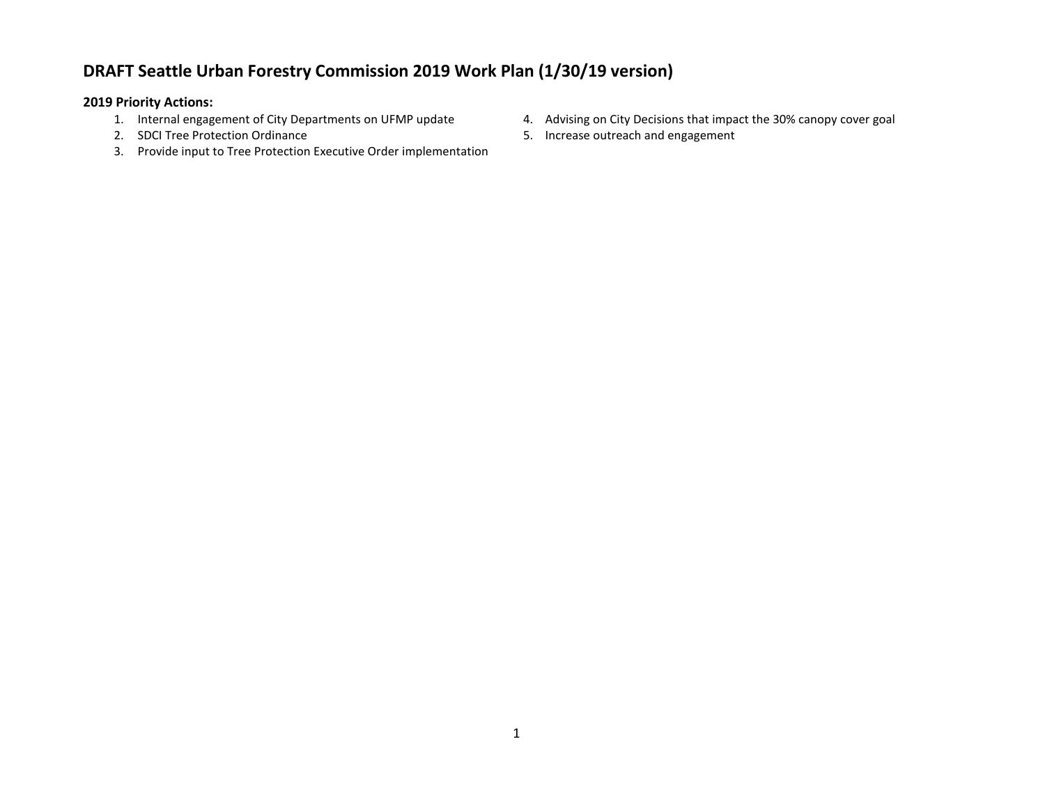# DRAFT Seattle Urban Forestry Commission 2019 Work Plan (1/30/19 version)

**2019 Priority Actions:**

1. Internal engagement of City Departments on UFMP update
2. SDCI Tree Protection Ordinance
3. Provide input to Tree Protection Executive Order implementation
4. Advising on City Decisions that impact the 30% canopy cover goal
5. Increase outreach and engagement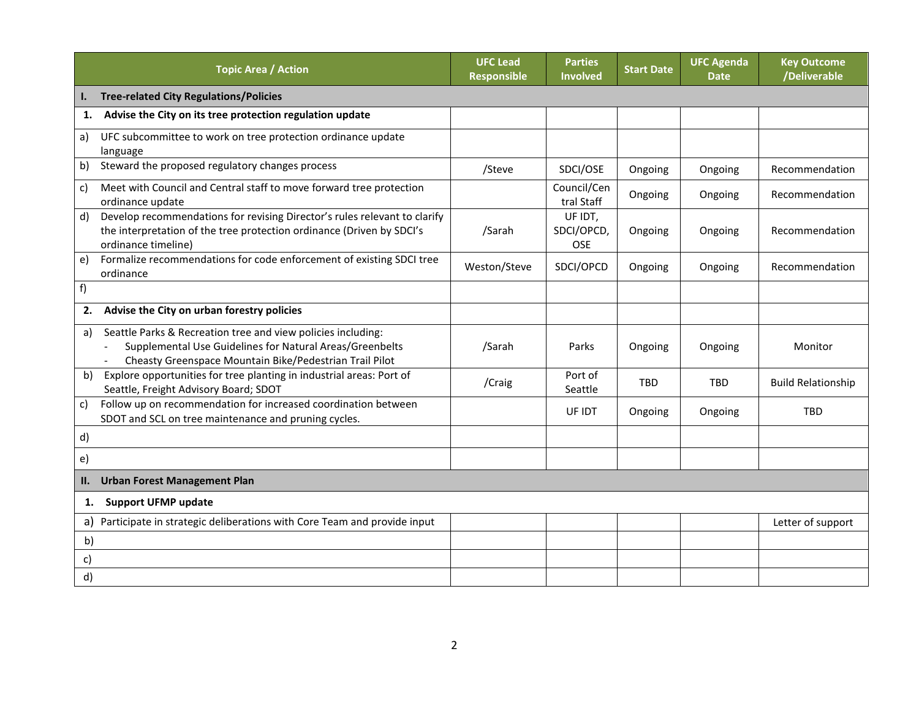| Topic Area / Action | UFC Lead Responsible | Parties Involved | Start Date | UFC Agenda Date | Key Outcome /Deliverable |
|---|---|---|---|---|---|
| **I. Tree-related City Regulations/Policies** | | | | | |
| **1. Advise the City on its tree protection regulation update** | | | | | |
| a) UFC subcommittee to work on tree protection ordinance update language | | | | | |
| b) Steward the proposed regulatory changes process | /Steve | SDCI/OSE | Ongoing | Ongoing | Recommendation |
| c) Meet with Council and Central staff to move forward tree protection ordinance update | | Council/Central Staff | Ongoing | Ongoing | Recommendation |
| d) Develop recommendations for revising Director's rules relevant to clarify the interpretation of the tree protection ordinance (Driven by SDCI's ordinance timeline) | /Sarah | UF IDT, SDCI/OPCD, OSE | Ongoing | Ongoing | Recommendation |
| e) Formalize recommendations for code enforcement of existing SDCI tree ordinance | Weston/Steve | SDCI/OPCD | Ongoing | Ongoing | Recommendation |
| f) | | | | | |
| **2. Advise the City on urban forestry policies** | | | | | |
| a) Seattle Parks & Recreation tree and view policies including: - Supplemental Use Guidelines for Natural Areas/Greenbelts - Cheasty Greenspace Mountain Bike/Pedestrian Trail Pilot | /Sarah | Parks | Ongoing | Ongoing | Monitor |
| b) Explore opportunities for tree planting in industrial areas: Port of Seattle, Freight Advisory Board; SDOT | /Craig | Port of Seattle | TBD | TBD | Build Relationship |
| c) Follow up on recommendation for increased coordination between SDOT and SCL on tree maintenance and pruning cycles. | | UF IDT | Ongoing | Ongoing | TBD |
| d) | | | | | |
| e) | | | | | |
| **II. Urban Forest Management Plan** | | | | | |
| **1. Support UFMP update** | | | | | |
| a) Participate in strategic deliberations with Core Team and provide input | | | | | Letter of support |
| b) | | | | | |
| c) | | | | | |
| d) | | | | | |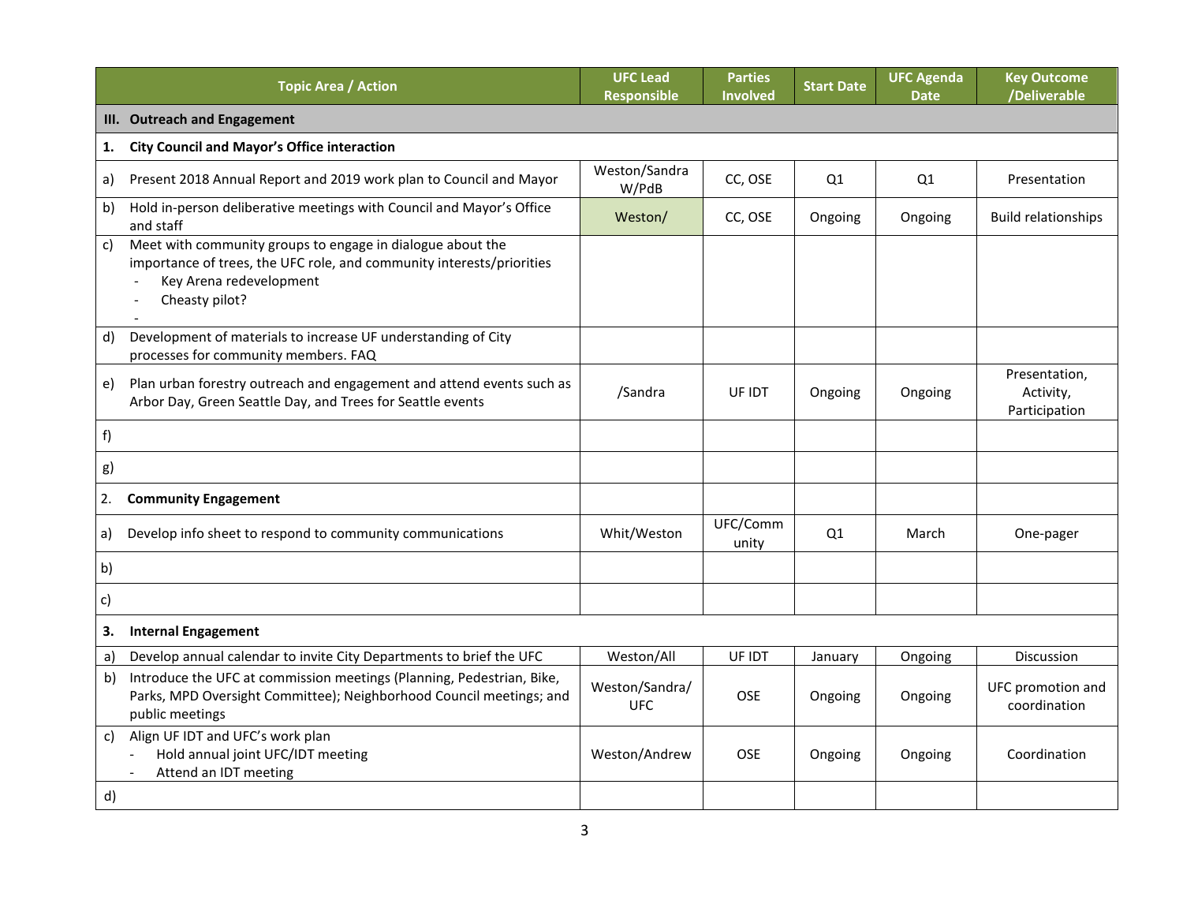| Topic Area / Action | UFC Lead Responsible | Parties Involved | Start Date | UFC Agenda Date | Key Outcome /Deliverable |
|---|---|---|---|---|---|
| **III. Outreach and Engagement** | | | | | |
| **1. City Council and Mayor's Office interaction** | | | | | |
| a) Present 2018 Annual Report and 2019 work plan to Council and Mayor | Weston/Sandra W/PdB | CC, OSE | Q1 | Q1 | Presentation |
| b) Hold in-person deliberative meetings with Council and Mayor's Office and staff | Weston/ | CC, OSE | Ongoing | Ongoing | Build relationships |
| c) Meet with community groups to engage in dialogue about the importance of trees, the UFC role, and community interests/priorities<br>- Key Arena redevelopment<br>- Cheasty pilot?<br>- | | | | | |
| d) Development of materials to increase UF understanding of City processes for community members. FAQ | | | | | |
| e) Plan urban forestry outreach and engagement and attend events such as Arbor Day, Green Seattle Day, and Trees for Seattle events | /Sandra | UF IDT | Ongoing | Ongoing | Presentation, Activity, Participation |
| f) | | | | | |
| g) | | | | | |
| 2. **Community Engagement** | | | | | |
| a) Develop info sheet to respond to community communications | Whit/Weston | UFC/Community | Q1 | March | One-pager |
| b) | | | | | |
| c) | | | | | |
| **3. Internal Engagement** | | | | | |
| a) Develop annual calendar to invite City Departments to brief the UFC | Weston/All | UF IDT | January | Ongoing | Discussion |
| b) Introduce the UFC at commission meetings (Planning, Pedestrian, Bike, Parks, MPD Oversight Committee); Neighborhood Council meetings; and public meetings | Weston/Sandra/ UFC | OSE | Ongoing | Ongoing | UFC promotion and coordination |
| c) Align UF IDT and UFC's work plan<br>- Hold annual joint UFC/IDT meeting<br>- Attend an IDT meeting | Weston/Andrew | OSE | Ongoing | Ongoing | Coordination |
| d) | | | | | |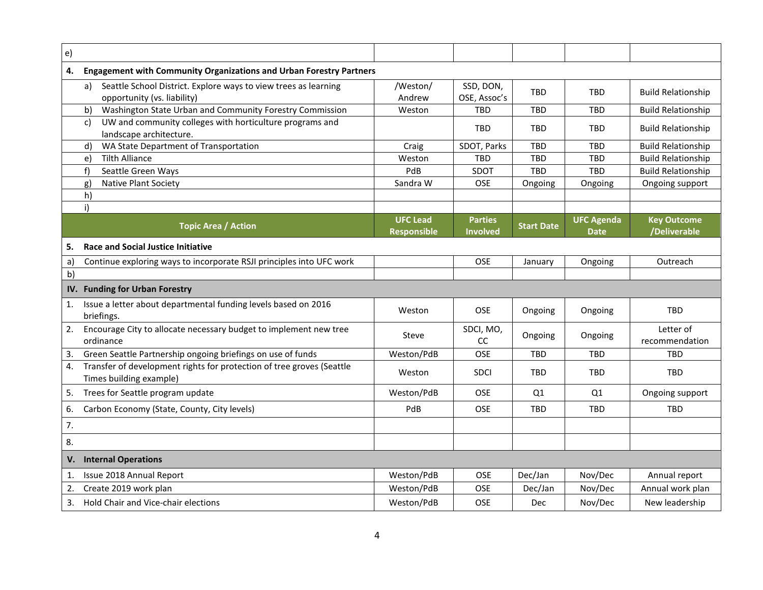| Topic Area / Action | UFC Lead Responsible | Parties Involved | Start Date | UFC Agenda Date | Key Outcome /Deliverable |
|---|---|---|---|---|---|
| e) | | | | | |
| **4. Engagement with Community Organizations and Urban Forestry Partners** | | | | | |
| a) Seattle School District. Explore ways to view trees as learning opportunity (vs. liability) | /Weston/ Andrew | SSD, DON, OSE, Assoc's | TBD | TBD | Build Relationship |
| b) Washington State Urban and Community Forestry Commission | Weston | TBD | TBD | TBD | Build Relationship |
| c) UW and community colleges with horticulture programs and landscape architecture. | | TBD | TBD | TBD | Build Relationship |
| d) WA State Department of Transportation | Craig | SDOT, Parks | TBD | TBD | Build Relationship |
| e) Tilth Alliance | Weston | TBD | TBD | TBD | Build Relationship |
| f) Seattle Green Ways | PdB | SDOT | TBD | TBD | Build Relationship |
| g) Native Plant Society | Sandra W | OSE | Ongoing | Ongoing | Ongoing support |
| h) | | | | | |
| i) | | | | | |
| **Topic Area / Action** | **UFC Lead Responsible** | **Parties Involved** | **Start Date** | **UFC Agenda Date** | **Key Outcome /Deliverable** |
| **5. Race and Social Justice Initiative** | | | | | |
| a) Continue exploring ways to incorporate RSJI principles into UFC work | | OSE | January | Ongoing | Outreach |
| b) | | | | | |
| **IV. Funding for Urban Forestry** | | | | | |
| 1. Issue a letter about departmental funding levels based on 2016 briefings. | Weston | OSE | Ongoing | Ongoing | TBD |
| 2. Encourage City to allocate necessary budget to implement new tree ordinance | Steve | SDCI, MO, CC | Ongoing | Ongoing | Letter of recommendation |
| 3. Green Seattle Partnership ongoing briefings on use of funds | Weston/PdB | OSE | TBD | TBD | TBD |
| 4. Transfer of development rights for protection of tree groves (Seattle Times building example) | Weston | SDCI | TBD | TBD | TBD |
| 5. Trees for Seattle program update | Weston/PdB | OSE | Q1 | Q1 | Ongoing support |
| 6. Carbon Economy (State, County, City levels) | PdB | OSE | TBD | TBD | TBD |
| 7. | | | | | |
| 8. | | | | | |
| **V. Internal Operations** | | | | | |
| 1. Issue 2018 Annual Report | Weston/PdB | OSE | Dec/Jan | Nov/Dec | Annual report |
| 2. Create 2019 work plan | Weston/PdB | OSE | Dec/Jan | Nov/Dec | Annual work plan |
| 3. Hold Chair and Vice-chair elections | Weston/PdB | OSE | Dec | Nov/Dec | New leadership |